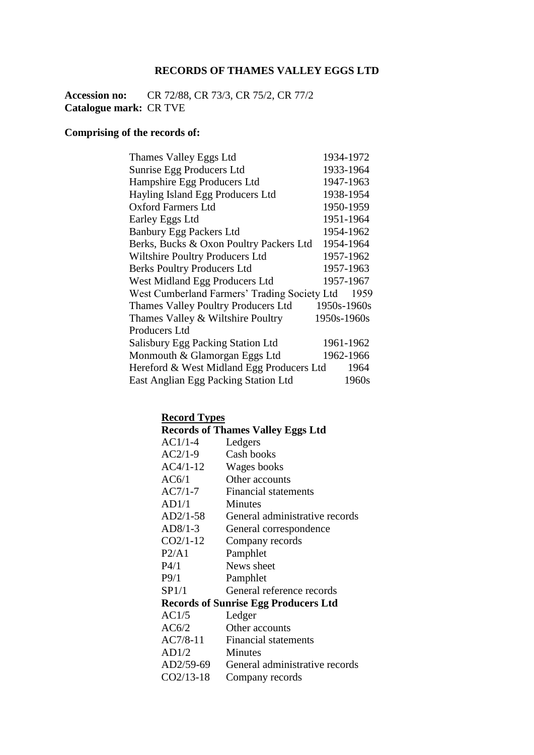# RECORDS OF THAMES VALLEY EGGS LTD

**Accession no:** CR 72/88, CR 73/3, CR 75/2, CR 77/2
**Catalogue mark:** CR TVE

**Comprising of the records of:**

| | |
|---|---|
| Thames Valley Eggs Ltd | 1934-1972 |
| Sunrise Egg Producers Ltd | 1933-1964 |
| Hampshire Egg Producers Ltd | 1947-1963 |
| Hayling Island Egg Producers Ltd | 1938-1954 |
| Oxford Farmers Ltd | 1950-1959 |
| Earley Eggs Ltd | 1951-1964 |
| Banbury Egg Packers Ltd | 1954-1962 |
| Berks, Bucks & Oxon Poultry Packers Ltd | 1954-1964 |
| Wiltshire Poultry Producers Ltd | 1957-1962 |
| Berks Poultry Producers Ltd | 1957-1963 |
| West Midland Egg Producers Ltd | 1957-1967 |
| West Cumberland Farmers' Trading Society Ltd | 1959 |
| Thames Valley Poultry Producers Ltd | 1950s-1960s |
| Thames Valley & Wiltshire Poultry Producers Ltd | 1950s-1960s |
| Salisbury Egg Packing Station Ltd | 1961-1962 |
| Monmouth & Glamorgan Eggs Ltd | 1962-1966 |
| Hereford & West Midland Egg Producers Ltd | 1964 |
| East Anglian Egg Packing Station Ltd | 1960s |

**Record Types**

**Records of Thames Valley Eggs Ltd**

| | |
|---|---|
| AC1/1-4 | Ledgers |
| AC2/1-9 | Cash books |
| AC4/1-12 | Wages books |
| AC6/1 | Other accounts |
| AC7/1-7 | Financial statements |
| AD1/1 | Minutes |
| AD2/1-58 | General administrative records |
| AD8/1-3 | General correspondence |
| CO2/1-12 | Company records |
| P2/A1 | Pamphlet |
| P4/1 | News sheet |
| P9/1 | Pamphlet |
| SP1/1 | General reference records |

**Records of Sunrise Egg Producers Ltd**

| | |
|---|---|
| AC1/5 | Ledger |
| AC6/2 | Other accounts |
| AC7/8-11 | Financial statements |
| AD1/2 | Minutes |
| AD2/59-69 | General administrative records |
| CO2/13-18 | Company records |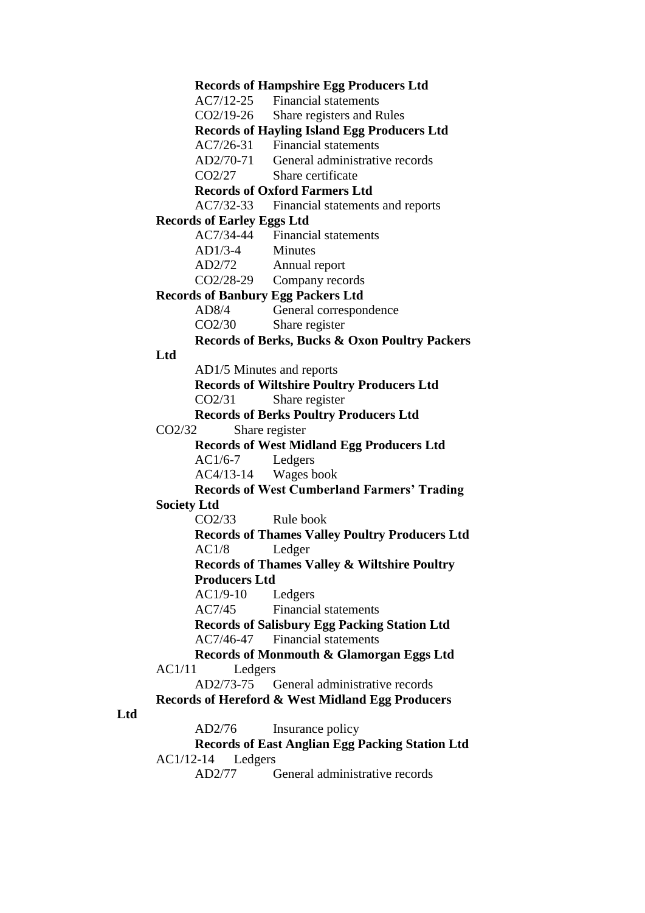**Records of Hampshire Egg Producers Ltd**

AC7/12-25 Financial statements

CO2/19-26 Share registers and Rules

**Records of Hayling Island Egg Producers Ltd**

AC7/26-31 Financial statements

AD2/70-71 General administrative records

CO2/27 Share certificate

**Records of Oxford Farmers Ltd**

AC7/32-33 Financial statements and reports

**Records of Earley Eggs Ltd**

AC7/34-44 Financial statements

AD1/3-4 Minutes

AD2/72 Annual report

CO2/28-29 Company records

**Records of Banbury Egg Packers Ltd**

AD8/4 General correspondence

CO2/30 Share register

**Records of Berks, Bucks & Oxon Poultry Packers Ltd**

AD1/5 Minutes and reports

**Records of Wiltshire Poultry Producers Ltd**

CO2/31 Share register

**Records of Berks Poultry Producers Ltd**

CO2/32 Share register

**Records of West Midland Egg Producers Ltd**

AC1/6-7 Ledgers

AC4/13-14 Wages book

**Records of West Cumberland Farmers' Trading Society Ltd**

CO2/33 Rule book

**Records of Thames Valley Poultry Producers Ltd**

AC1/8 Ledger

**Records of Thames Valley & Wiltshire Poultry Producers Ltd**

AC1/9-10 Ledgers

AC7/45 Financial statements

**Records of Salisbury Egg Packing Station Ltd**

AC7/46-47 Financial statements

**Records of Monmouth & Glamorgan Eggs Ltd**

AC1/11 Ledgers

AD2/73-75 General administrative records

**Records of Hereford & West Midland Egg Producers Ltd**

AD2/76 Insurance policy

**Records of East Anglian Egg Packing Station Ltd**

AC1/12-14 Ledgers

AD2/77 General administrative records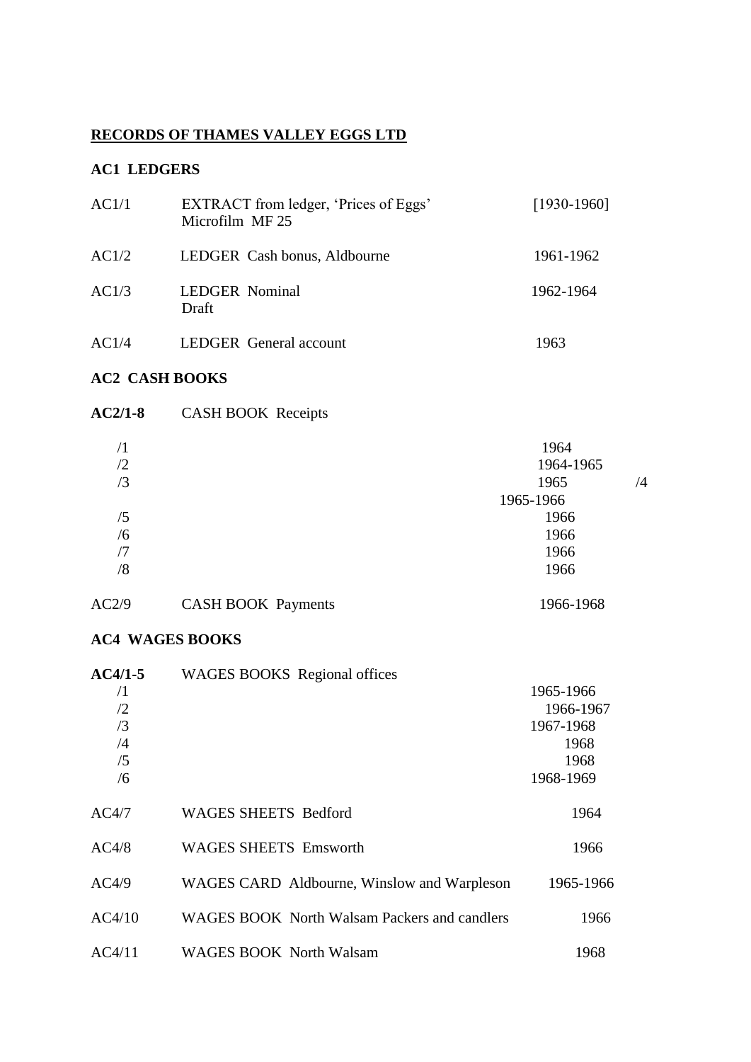**RECORDS OF THAMES VALLEY EGGS LTD**

**AC1 LEDGERS**

| | | |
|---|---|---|
| AC1/1 | EXTRACT from ledger, 'Prices of Eggs'<br>Microfilm MF 25 | [1930-1960] |
| AC1/2 | LEDGER Cash bonus, Aldbourne | 1961-1962 |
| AC1/3 | LEDGER Nominal<br>Draft | 1962-1964 |
| AC1/4 | LEDGER General account | 1963 |

**AC2 CASH BOOKS**

| | | |
|---|---|---|
| **AC2/1-8** | CASH BOOK Receipts | |
| /1 | | 1964 |
| /2 | | 1964-1965 |
| /3 | | 1965 |
| /4 | | 1965-1966 |
| /5 | | 1966 |
| /6 | | 1966 |
| /7 | | 1966 |
| /8 | | 1966 |
| AC2/9 | CASH BOOK Payments | 1966-1968 |

**AC4 WAGES BOOKS**

| | | |
|---|---|---|
| **AC4/1-5** | WAGES BOOKS Regional offices | |
| /1 | | 1965-1966 |
| /2 | | 1966-1967 |
| /3 | | 1967-1968 |
| /4 | | 1968 |
| /5 | | 1968 |
| /6 | | 1968-1969 |
| AC4/7 | WAGES SHEETS Bedford | 1964 |
| AC4/8 | WAGES SHEETS Emsworth | 1966 |
| AC4/9 | WAGES CARD Aldbourne, Winslow and Warpleson | 1965-1966 |
| AC4/10 | WAGES BOOK North Walsam Packers and candlers | 1966 |
| AC4/11 | WAGES BOOK North Walsam | 1968 |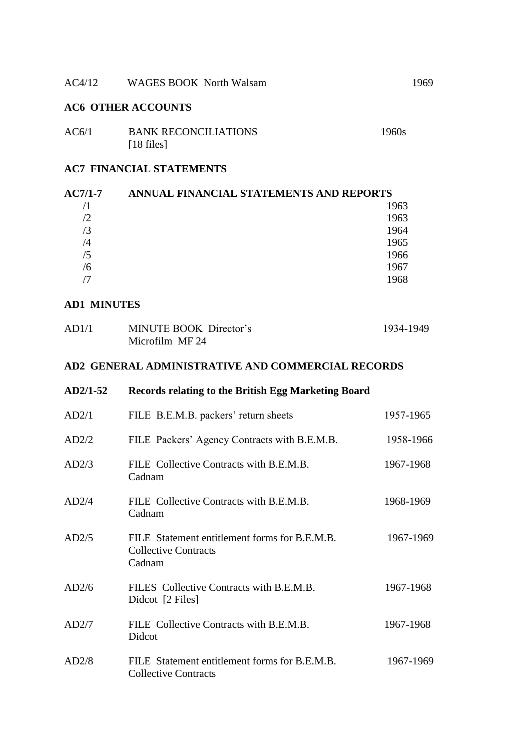| | | |
|---|---|---|
| AC4/12 | WAGES BOOK North Walsam | 1969 |

**AC6 OTHER ACCOUNTS**

| | | |
|---|---|---|
| AC6/1 | BANK RECONCILIATIONS [18 files] | 1960s |

**AC7 FINANCIAL STATEMENTS**

| | | |
|---|---|---|
| **AC7/1-7** | **ANNUAL FINANCIAL STATEMENTS AND REPORTS** | |
| /1 | | 1963 |
| /2 | | 1963 |
| /3 | | 1964 |
| /4 | | 1965 |
| /5 | | 1966 |
| /6 | | 1967 |
| /7 | | 1968 |

**AD1 MINUTES**

| | | |
|---|---|---|
| AD1/1 | MINUTE BOOK Director's<br>Microfilm MF 24 | 1934-1949 |

**AD2 GENERAL ADMINISTRATIVE AND COMMERCIAL RECORDS**

| | | |
|---|---|---|
| **AD2/1-52** | **Records relating to the British Egg Marketing Board** | |
| AD2/1 | FILE B.E.M.B. packers' return sheets | 1957-1965 |
| AD2/2 | FILE Packers' Agency Contracts with B.E.M.B. | 1958-1966 |
| AD2/3 | FILE Collective Contracts with B.E.M.B.<br>Cadnam | 1967-1968 |
| AD2/4 | FILE Collective Contracts with B.E.M.B.<br>Cadnam | 1968-1969 |
| AD2/5 | FILE Statement entitlement forms for B.E.M.B.<br>Collective Contracts<br>Cadnam | 1967-1969 |
| AD2/6 | FILES Collective Contracts with B.E.M.B.<br>Didcot [2 Files] | 1967-1968 |
| AD2/7 | FILE Collective Contracts with B.E.M.B.<br>Didcot | 1967-1968 |
| AD2/8 | FILE Statement entitlement forms for B.E.M.B.<br>Collective Contracts | 1967-1969 |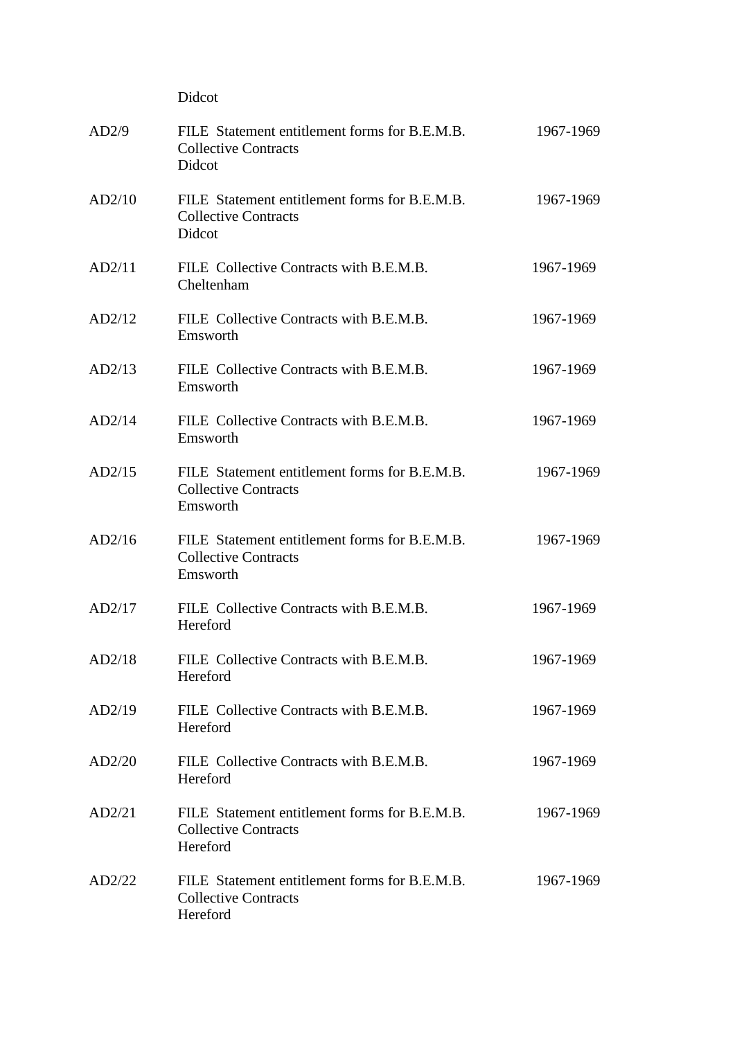| | | |
|---|---|---|
| | Didcot | |
| AD2/9 | FILE Statement entitlement forms for B.E.M.B. Collective Contracts<br>Didcot | 1967-1969 |
| AD2/10 | FILE Statement entitlement forms for B.E.M.B. Collective Contracts<br>Didcot | 1967-1969 |
| AD2/11 | FILE Collective Contracts with B.E.M.B.<br>Cheltenham | 1967-1969 |
| AD2/12 | FILE Collective Contracts with B.E.M.B.<br>Emsworth | 1967-1969 |
| AD2/13 | FILE Collective Contracts with B.E.M.B.<br>Emsworth | 1967-1969 |
| AD2/14 | FILE Collective Contracts with B.E.M.B.<br>Emsworth | 1967-1969 |
| AD2/15 | FILE Statement entitlement forms for B.E.M.B. Collective Contracts<br>Emsworth | 1967-1969 |
| AD2/16 | FILE Statement entitlement forms for B.E.M.B. Collective Contracts<br>Emsworth | 1967-1969 |
| AD2/17 | FILE Collective Contracts with B.E.M.B.<br>Hereford | 1967-1969 |
| AD2/18 | FILE Collective Contracts with B.E.M.B.<br>Hereford | 1967-1969 |
| AD2/19 | FILE Collective Contracts with B.E.M.B.<br>Hereford | 1967-1969 |
| AD2/20 | FILE Collective Contracts with B.E.M.B.<br>Hereford | 1967-1969 |
| AD2/21 | FILE Statement entitlement forms for B.E.M.B. Collective Contracts<br>Hereford | 1967-1969 |
| AD2/22 | FILE Statement entitlement forms for B.E.M.B. Collective Contracts<br>Hereford | 1967-1969 |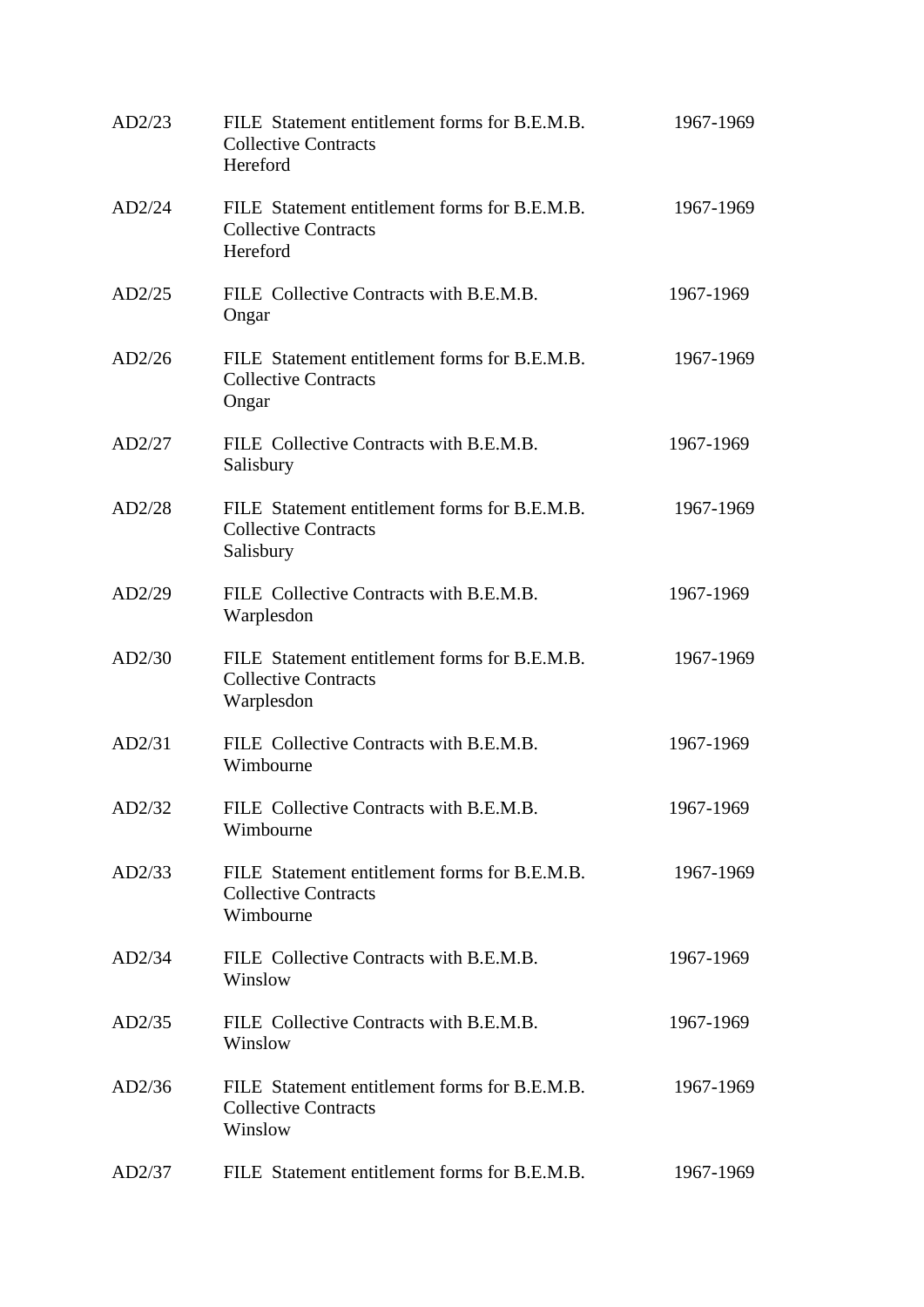| | | |
|---|---|---|
| AD2/23 | FILE Statement entitlement forms for B.E.M.B. Collective Contracts<br>Hereford | 1967-1969 |
| AD2/24 | FILE Statement entitlement forms for B.E.M.B. Collective Contracts<br>Hereford | 1967-1969 |
| AD2/25 | FILE Collective Contracts with B.E.M.B.<br>Ongar | 1967-1969 |
| AD2/26 | FILE Statement entitlement forms for B.E.M.B. Collective Contracts<br>Ongar | 1967-1969 |
| AD2/27 | FILE Collective Contracts with B.E.M.B.<br>Salisbury | 1967-1969 |
| AD2/28 | FILE Statement entitlement forms for B.E.M.B. Collective Contracts<br>Salisbury | 1967-1969 |
| AD2/29 | FILE Collective Contracts with B.E.M.B.<br>Warplesdon | 1967-1969 |
| AD2/30 | FILE Statement entitlement forms for B.E.M.B. Collective Contracts<br>Warplesdon | 1967-1969 |
| AD2/31 | FILE Collective Contracts with B.E.M.B.<br>Wimbourne | 1967-1969 |
| AD2/32 | FILE Collective Contracts with B.E.M.B.<br>Wimbourne | 1967-1969 |
| AD2/33 | FILE Statement entitlement forms for B.E.M.B. Collective Contracts<br>Wimbourne | 1967-1969 |
| AD2/34 | FILE Collective Contracts with B.E.M.B.<br>Winslow | 1967-1969 |
| AD2/35 | FILE Collective Contracts with B.E.M.B.<br>Winslow | 1967-1969 |
| AD2/36 | FILE Statement entitlement forms for B.E.M.B. Collective Contracts<br>Winslow | 1967-1969 |
| AD2/37 | FILE Statement entitlement forms for B.E.M.B. | 1967-1969 |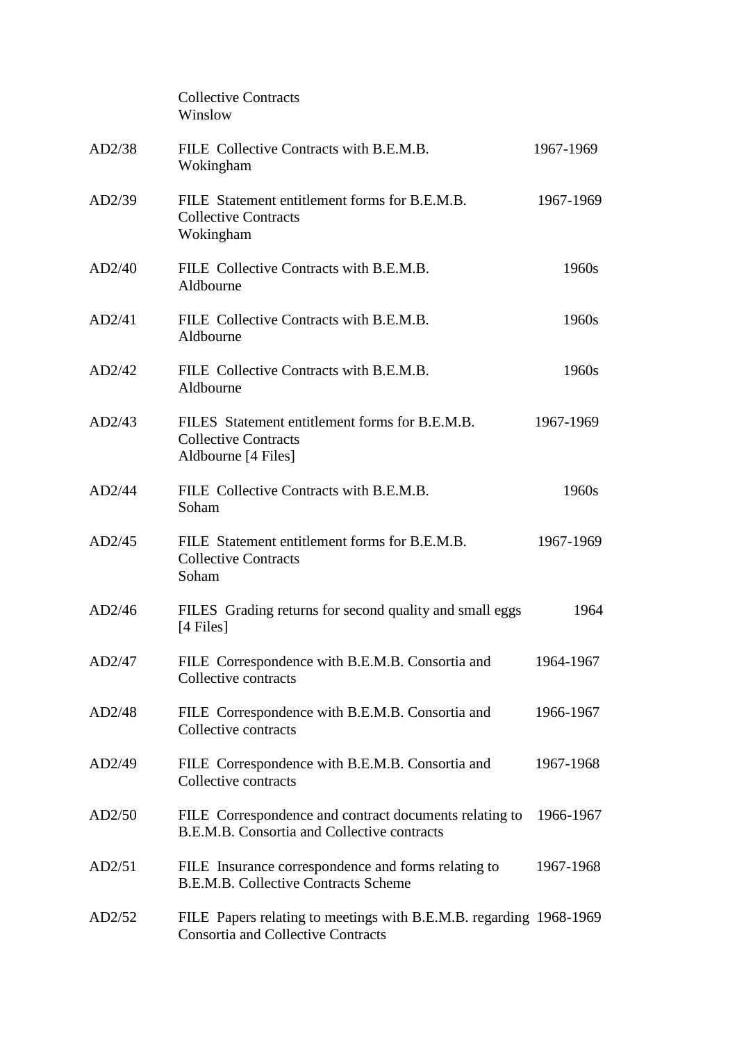| | | |
|---|---|---|
| | Collective Contracts<br>Winslow | |
| AD2/38 | FILE Collective Contracts with B.E.M.B.<br>Wokingham | 1967-1969 |
| AD2/39 | FILE Statement entitlement forms for B.E.M.B.<br>Collective Contracts<br>Wokingham | 1967-1969 |
| AD2/40 | FILE Collective Contracts with B.E.M.B.<br>Aldbourne | 1960s |
| AD2/41 | FILE Collective Contracts with B.E.M.B.<br>Aldbourne | 1960s |
| AD2/42 | FILE Collective Contracts with B.E.M.B.<br>Aldbourne | 1960s |
| AD2/43 | FILES Statement entitlement forms for B.E.M.B.<br>Collective Contracts<br>Aldbourne [4 Files] | 1967-1969 |
| AD2/44 | FILE Collective Contracts with B.E.M.B.<br>Soham | 1960s |
| AD2/45 | FILE Statement entitlement forms for B.E.M.B.<br>Collective Contracts<br>Soham | 1967-1969 |
| AD2/46 | FILES Grading returns for second quality and small eggs<br>[4 Files] | 1964 |
| AD2/47 | FILE Correspondence with B.E.M.B. Consortia and<br>Collective contracts | 1964-1967 |
| AD2/48 | FILE Correspondence with B.E.M.B. Consortia and<br>Collective contracts | 1966-1967 |
| AD2/49 | FILE Correspondence with B.E.M.B. Consortia and<br>Collective contracts | 1967-1968 |
| AD2/50 | FILE Correspondence and contract documents relating to<br>B.E.M.B. Consortia and Collective contracts | 1966-1967 |
| AD2/51 | FILE Insurance correspondence and forms relating to<br>B.E.M.B. Collective Contracts Scheme | 1967-1968 |
| AD2/52 | FILE Papers relating to meetings with B.E.M.B. regarding<br>Consortia and Collective Contracts | 1968-1969 |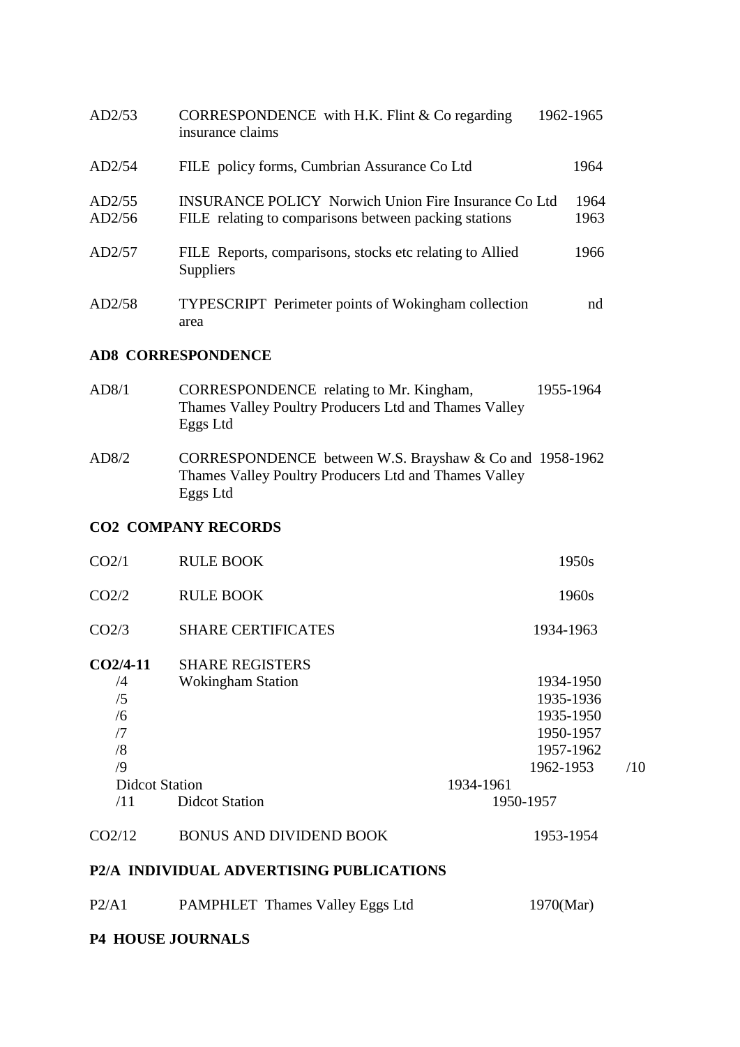| | | |
|---|---|---|
| AD2/53 | CORRESPONDENCE with H.K. Flint & Co regarding insurance claims | 1962-1965 |
| AD2/54 | FILE policy forms, Cumbrian Assurance Co Ltd | 1964 |
| AD2/55 | INSURANCE POLICY Norwich Union Fire Insurance Co Ltd | 1964 |
| AD2/56 | FILE relating to comparisons between packing stations | 1963 |
| AD2/57 | FILE Reports, comparisons, stocks etc relating to Allied Suppliers | 1966 |
| AD2/58 | TYPESCRIPT Perimeter points of Wokingham collection area | nd |

**AD8 CORRESPONDENCE**

| | | |
|---|---|---|
| AD8/1 | CORRESPONDENCE relating to Mr. Kingham, Thames Valley Poultry Producers Ltd and Thames Valley Eggs Ltd | 1955-1964 |
| AD8/2 | CORRESPONDENCE between W.S. Brayshaw & Co and Thames Valley Poultry Producers Ltd and Thames Valley Eggs Ltd | 1958-1962 |

**CO2 COMPANY RECORDS**

| | | |
|---|---|---|
| CO2/1 | RULE BOOK | 1950s |
| CO2/2 | RULE BOOK | 1960s |
| CO2/3 | SHARE CERTIFICATES | 1934-1963 |
| **CO2/4-11** | SHARE REGISTERS | |
| /4 | Wokingham Station | 1934-1950 |
| /5 | | 1935-1936 |
| /6 | | 1935-1950 |
| /7 | | 1950-1957 |
| /8 | | 1957-1962 |
| /9 | | 1962-1953 |
| /10 | Didcot Station | 1934-1961 |
| /11 | Didcot Station | 1950-1957 |
| CO2/12 | BONUS AND DIVIDEND BOOK | 1953-1954 |

**P2/A INDIVIDUAL ADVERTISING PUBLICATIONS**

| | | |
|---|---|---|
| P2/A1 | PAMPHLET Thames Valley Eggs Ltd | 1970(Mar) |

**P4 HOUSE JOURNALS**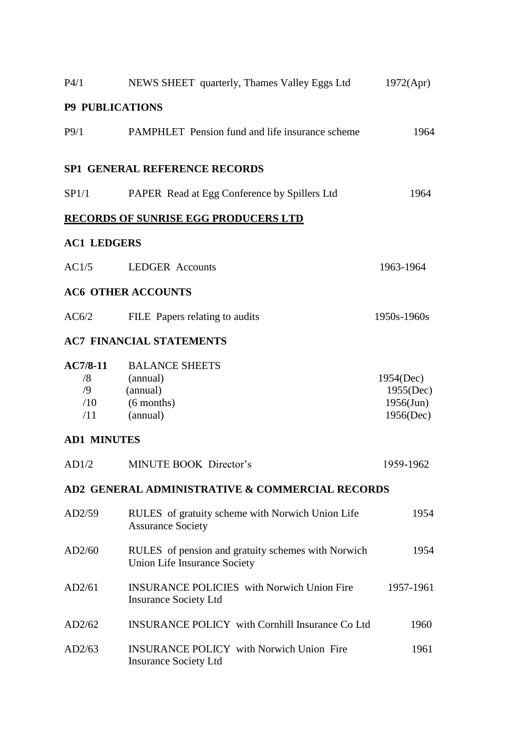| | | |
|---|---|---|
| P4/1 | NEWS SHEET quarterly, Thames Valley Eggs Ltd | 1972(Apr) |

**P9 PUBLICATIONS**

| | | |
|---|---|---|
| P9/1 | PAMPHLET Pension fund and life insurance scheme | 1964 |

**SP1 GENERAL REFERENCE RECORDS**

| | | |
|---|---|---|
| SP1/1 | PAPER Read at Egg Conference by Spillers Ltd | 1964 |

**RECORDS OF SUNRISE EGG PRODUCERS LTD**

**AC1 LEDGERS**

| | | |
|---|---|---|
| AC1/5 | LEDGER Accounts | 1963-1964 |

**AC6 OTHER ACCOUNTS**

| | | |
|---|---|---|
| AC6/2 | FILE Papers relating to audits | 1950s-1960s |

**AC7 FINANCIAL STATEMENTS**

| | | |
|---|---|---|
| **AC7/8-11** | BALANCE SHEETS | |
| /8 | (annual) | 1954(Dec) |
| /9 | (annual) | 1955(Dec) |
| /10 | (6 months) | 1956(Jun) |
| /11 | (annual) | 1956(Dec) |

**AD1 MINUTES**

| | | |
|---|---|---|
| AD1/2 | MINUTE BOOK Director's | 1959-1962 |

**AD2 GENERAL ADMINISTRATIVE & COMMERCIAL RECORDS**

| | | |
|---|---|---|
| AD2/59 | RULES of gratuity scheme with Norwich Union Life Assurance Society | 1954 |
| AD2/60 | RULES of pension and gratuity schemes with Norwich Union Life Insurance Society | 1954 |
| AD2/61 | INSURANCE POLICIES with Norwich Union Fire Insurance Society Ltd | 1957-1961 |
| AD2/62 | INSURANCE POLICY with Cornhill Insurance Co Ltd | 1960 |
| AD2/63 | INSURANCE POLICY with Norwich Union Fire Insurance Society Ltd | 1961 |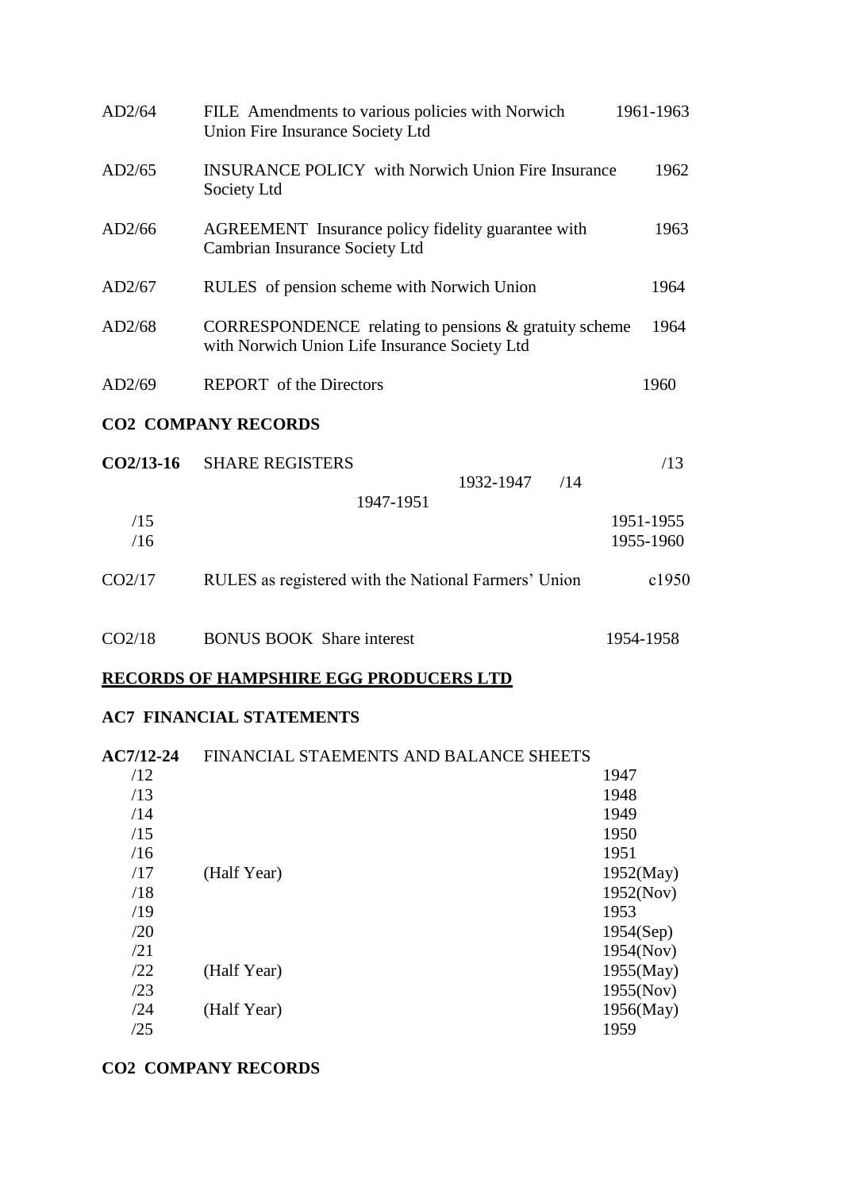| | | |
|---|---|---|
| AD2/64 | FILE Amendments to various policies with Norwich Union Fire Insurance Society Ltd | 1961-1963 |
| AD2/65 | INSURANCE POLICY with Norwich Union Fire Insurance Society Ltd | 1962 |
| AD2/66 | AGREEMENT Insurance policy fidelity guarantee with Cambrian Insurance Society Ltd | 1963 |
| AD2/67 | RULES of pension scheme with Norwich Union | 1964 |
| AD2/68 | CORRESPONDENCE relating to pensions & gratuity scheme with Norwich Union Life Insurance Society Ltd | 1964 |
| AD2/69 | REPORT of the Directors | 1960 |

**CO2 COMPANY RECORDS**

| | | |
|---|---|---|
| **CO2/13-16** | SHARE REGISTERS | |
| /13 | | 1932-1947 |
| /14 | | 1947-1951 |
| /15 | | 1951-1955 |
| /16 | | 1955-1960 |
| CO2/17 | RULES as registered with the National Farmers' Union | c1950 |
| CO2/18 | BONUS BOOK Share interest | 1954-1958 |

**RECORDS OF HAMPSHIRE EGG PRODUCERS LTD**

**AC7 FINANCIAL STATEMENTS**

| | | |
|---|---|---|
| **AC7/12-24** | FINANCIAL STAEMENTS AND BALANCE SHEETS | |
| /12 | | 1947 |
| /13 | | 1948 |
| /14 | | 1949 |
| /15 | | 1950 |
| /16 | | 1951 |
| /17 | (Half Year) | 1952(May) |
| /18 | | 1952(Nov) |
| /19 | | 1953 |
| /20 | | 1954(Sep) |
| /21 | | 1954(Nov) |
| /22 | (Half Year) | 1955(May) |
| /23 | | 1955(Nov) |
| /24 | (Half Year) | 1956(May) |
| /25 | | 1959 |

**CO2 COMPANY RECORDS**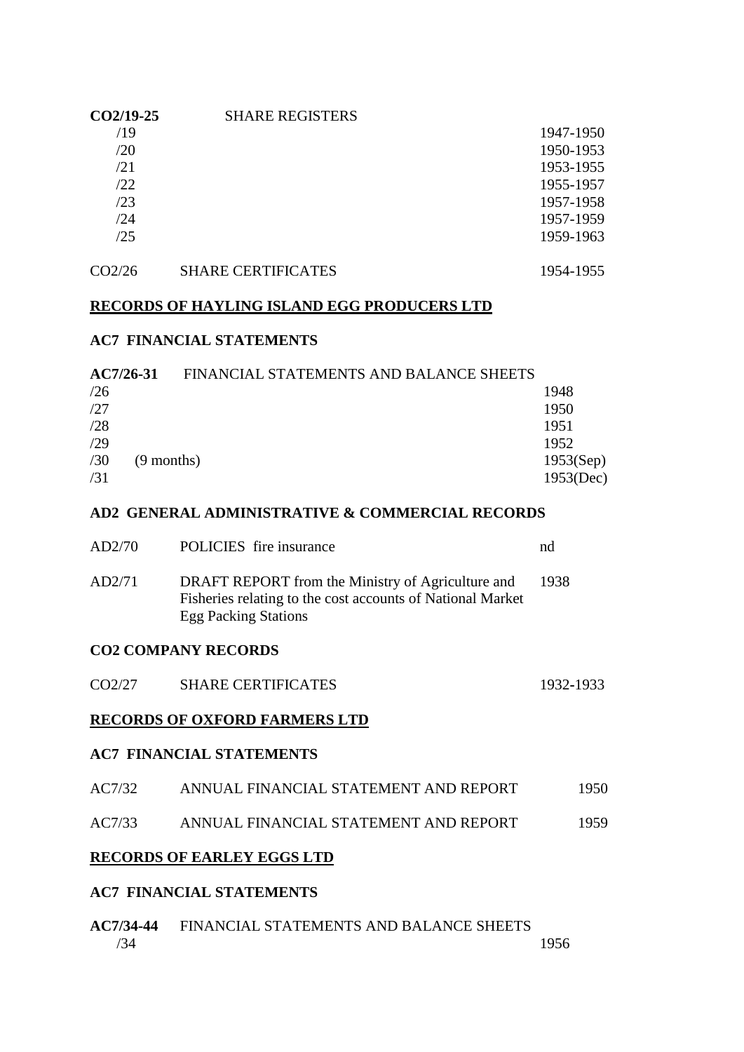**CO2/19-25** SHARE REGISTERS

| | |
|---|---|
| /19 | 1947-1950 |
| /20 | 1950-1953 |
| /21 | 1953-1955 |
| /22 | 1955-1957 |
| /23 | 1957-1958 |
| /24 | 1957-1959 |
| /25 | 1959-1963 |

| | | |
|---|---|---|
| CO2/26 | SHARE CERTIFICATES | 1954-1955 |

## RECORDS OF HAYLING ISLAND EGG PRODUCERS LTD

### AC7 FINANCIAL STATEMENTS

**AC7/26-31** FINANCIAL STATEMENTS AND BALANCE SHEETS

| | | |
|---|---|---|
| /26 | | 1948 |
| /27 | | 1950 |
| /28 | | 1951 |
| /29 | | 1952 |
| /30 | (9 months) | 1953(Sep) |
| /31 | | 1953(Dec) |

### AD2 GENERAL ADMINISTRATIVE & COMMERCIAL RECORDS

| | | |
|---|---|---|
| AD2/70 | POLICIES fire insurance | nd |
| AD2/71 | DRAFT REPORT from the Ministry of Agriculture and Fisheries relating to the cost accounts of National Market Egg Packing Stations | 1938 |

### CO2 COMPANY RECORDS

| | | |
|---|---|---|
| CO2/27 | SHARE CERTIFICATES | 1932-1933 |

## RECORDS OF OXFORD FARMERS LTD

### AC7 FINANCIAL STATEMENTS

| | | |
|---|---|---|
| AC7/32 | ANNUAL FINANCIAL STATEMENT AND REPORT | 1950 |
| AC7/33 | ANNUAL FINANCIAL STATEMENT AND REPORT | 1959 |

## RECORDS OF EARLEY EGGS LTD

### AC7 FINANCIAL STATEMENTS

**AC7/34-44** FINANCIAL STATEMENTS AND BALANCE SHEETS

| | |
|---|---|
| /34 | 1956 |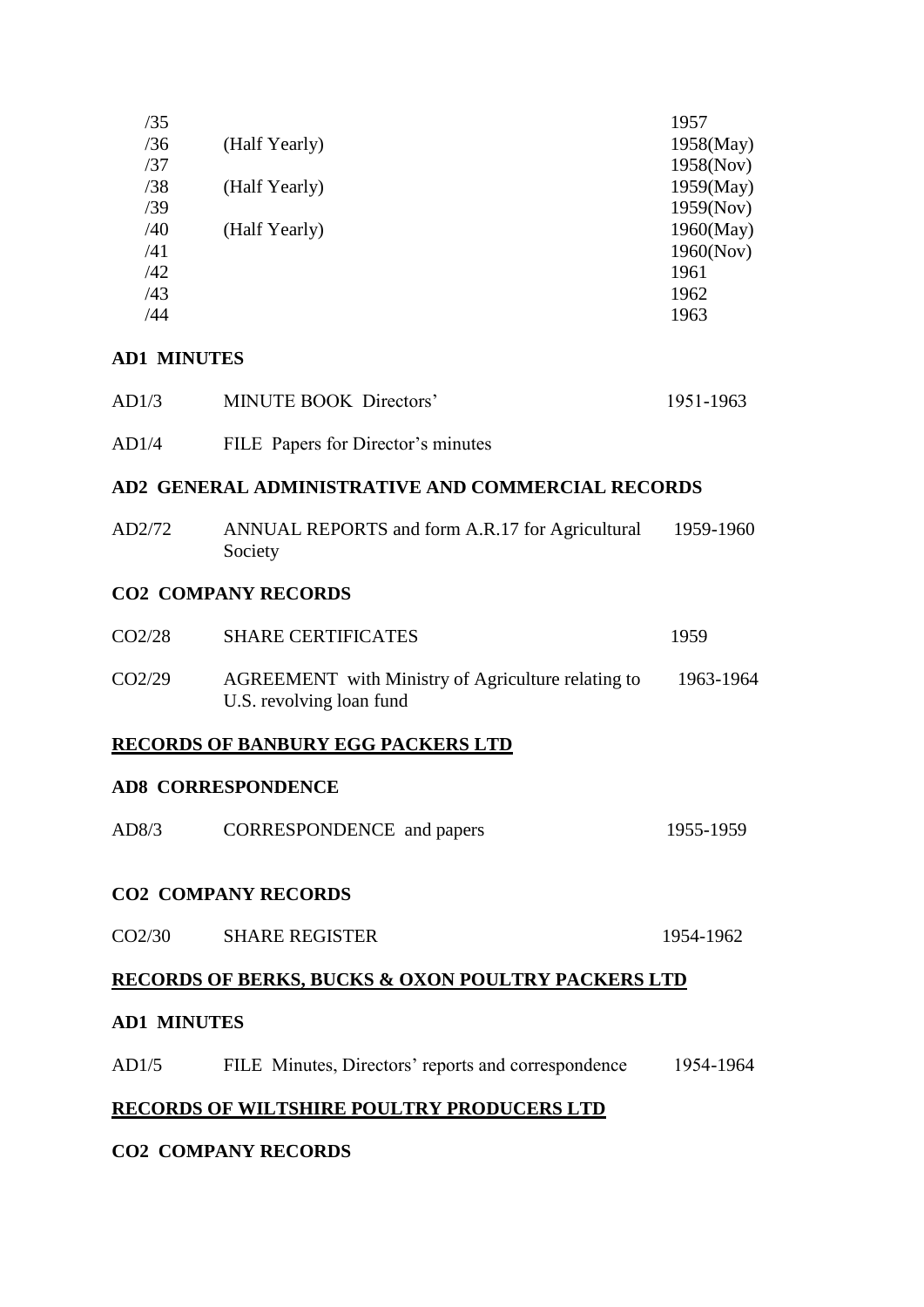| | | |
|---|---|---|
| /35 | | 1957 |
| /36 | (Half Yearly) | 1958(May) |
| /37 | | 1958(Nov) |
| /38 | (Half Yearly) | 1959(May) |
| /39 | | 1959(Nov) |
| /40 | (Half Yearly) | 1960(May) |
| /41 | | 1960(Nov) |
| /42 | | 1961 |
| /43 | | 1962 |
| /44 | | 1963 |

**AD1 MINUTES**

| | | |
|---|---|---|
| AD1/3 | MINUTE BOOK Directors' | 1951-1963 |
| AD1/4 | FILE Papers for Director's minutes | |

**AD2 GENERAL ADMINISTRATIVE AND COMMERCIAL RECORDS**

| | | |
|---|---|---|
| AD2/72 | ANNUAL REPORTS and form A.R.17 for Agricultural Society | 1959-1960 |

**CO2 COMPANY RECORDS**

| | | |
|---|---|---|
| CO2/28 | SHARE CERTIFICATES | 1959 |
| CO2/29 | AGREEMENT with Ministry of Agriculture relating to U.S. revolving loan fund | 1963-1964 |

## RECORDS OF BANBURY EGG PACKERS LTD

**AD8 CORRESPONDENCE**

| | | |
|---|---|---|
| AD8/3 | CORRESPONDENCE and papers | 1955-1959 |

**CO2 COMPANY RECORDS**

| | | |
|---|---|---|
| CO2/30 | SHARE REGISTER | 1954-1962 |

## RECORDS OF BERKS, BUCKS & OXON POULTRY PACKERS LTD

**AD1 MINUTES**

| | | |
|---|---|---|
| AD1/5 | FILE Minutes, Directors' reports and correspondence | 1954-1964 |

## RECORDS OF WILTSHIRE POULTRY PRODUCERS LTD

**CO2 COMPANY RECORDS**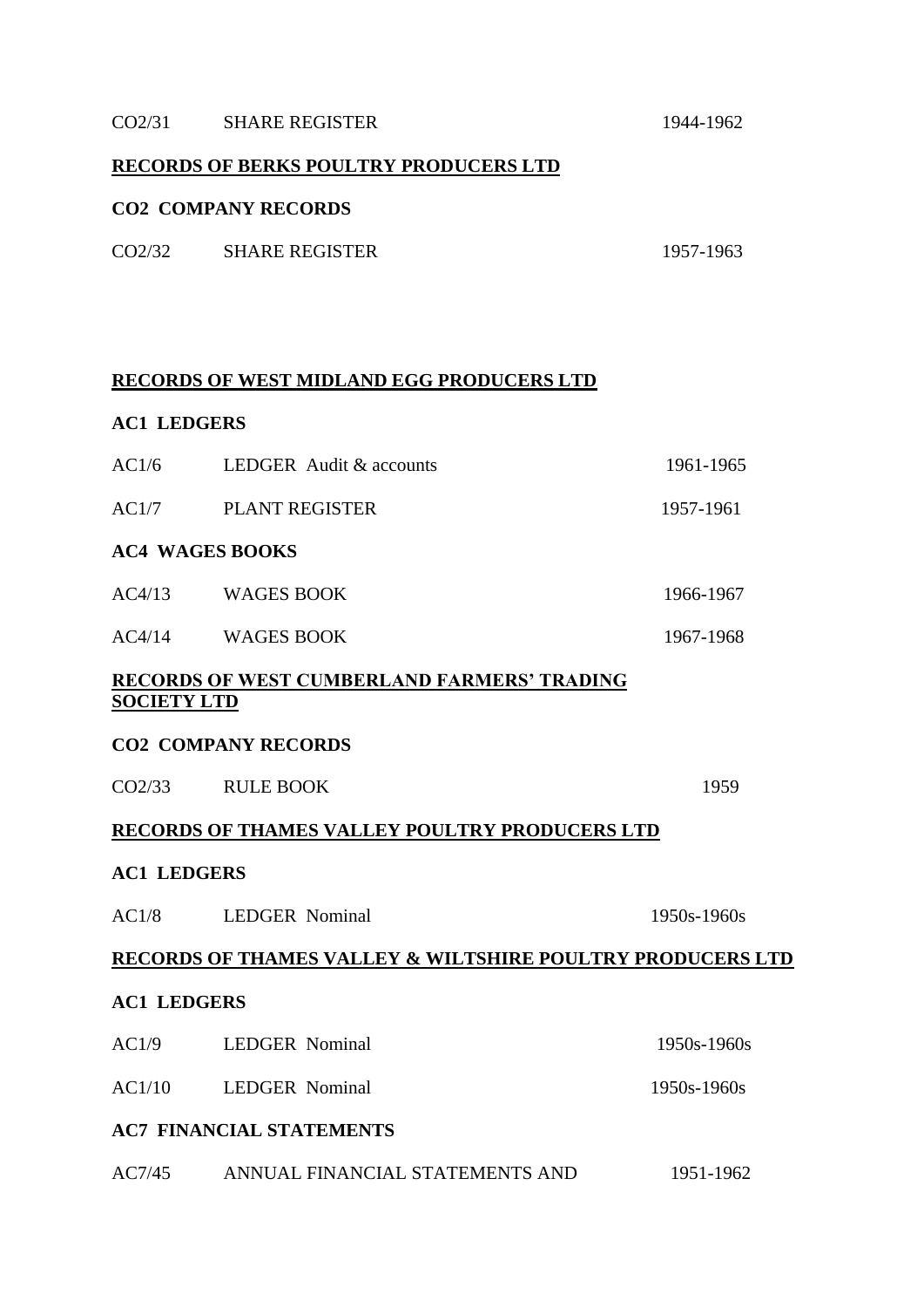| | | |
|---|---|---|
| CO2/31 | SHARE REGISTER | 1944-1962 |

**RECORDS OF BERKS POULTRY PRODUCERS LTD**

**CO2 COMPANY RECORDS**

| | | |
|---|---|---|
| CO2/32 | SHARE REGISTER | 1957-1963 |

**RECORDS OF WEST MIDLAND EGG PRODUCERS LTD**

**AC1 LEDGERS**

| | | |
|---|---|---|
| AC1/6 | LEDGER Audit & accounts | 1961-1965 |
| AC1/7 | PLANT REGISTER | 1957-1961 |

**AC4 WAGES BOOKS**

| | | |
|---|---|---|
| AC4/13 | WAGES BOOK | 1966-1967 |
| AC4/14 | WAGES BOOK | 1967-1968 |

**RECORDS OF WEST CUMBERLAND FARMERS' TRADING SOCIETY LTD**

**CO2 COMPANY RECORDS**

| | | |
|---|---|---|
| CO2/33 | RULE BOOK | 1959 |

**RECORDS OF THAMES VALLEY POULTRY PRODUCERS LTD**

**AC1 LEDGERS**

| | | |
|---|---|---|
| AC1/8 | LEDGER Nominal | 1950s-1960s |

**RECORDS OF THAMES VALLEY & WILTSHIRE POULTRY PRODUCERS LTD**

**AC1 LEDGERS**

| | | |
|---|---|---|
| AC1/9 | LEDGER Nominal | 1950s-1960s |
| AC1/10 | LEDGER Nominal | 1950s-1960s |

**AC7 FINANCIAL STATEMENTS**

| | | |
|---|---|---|
| AC7/45 | ANNUAL FINANCIAL STATEMENTS AND | 1951-1962 |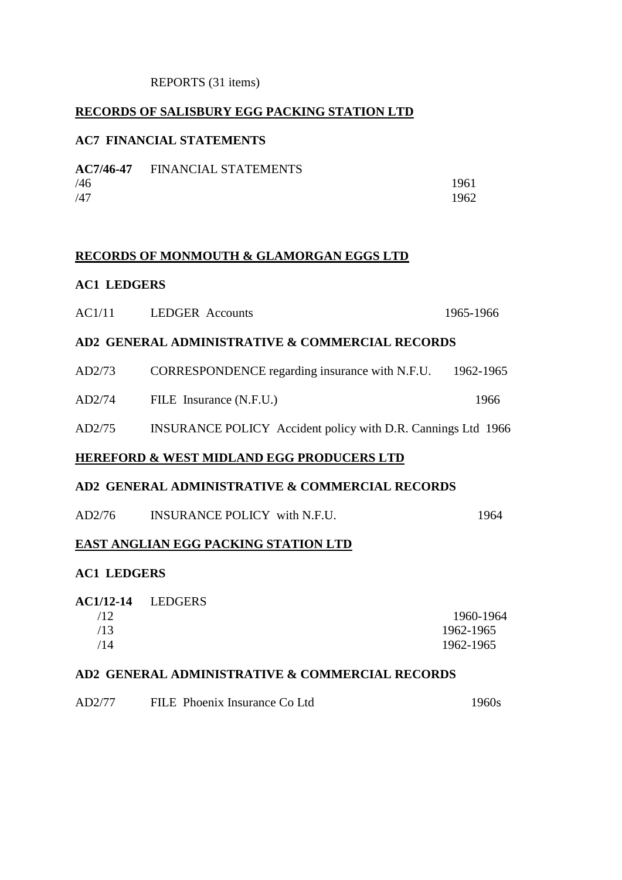REPORTS (31 items)

## RECORDS OF SALISBURY EGG PACKING STATION LTD

### AC7 FINANCIAL STATEMENTS

| | | |
|---|---|---|
| **AC7/46-47** | FINANCIAL STATEMENTS | |
| /46 | | 1961 |
| /47 | | 1962 |

## RECORDS OF MONMOUTH & GLAMORGAN EGGS LTD

### AC1 LEDGERS

| | | |
|---|---|---|
| AC1/11 | LEDGER Accounts | 1965-1966 |

### AD2 GENERAL ADMINISTRATIVE & COMMERCIAL RECORDS

| | | |
|---|---|---|
| AD2/73 | CORRESPONDENCE regarding insurance with N.F.U. | 1962-1965 |
| AD2/74 | FILE Insurance (N.F.U.) | 1966 |
| AD2/75 | INSURANCE POLICY Accident policy with D.R. Cannings Ltd | 1966 |

## HEREFORD & WEST MIDLAND EGG PRODUCERS LTD

### AD2 GENERAL ADMINISTRATIVE & COMMERCIAL RECORDS

| | | |
|---|---|---|
| AD2/76 | INSURANCE POLICY with N.F.U. | 1964 |

## EAST ANGLIAN EGG PACKING STATION LTD

### AC1 LEDGERS

| | | |
|---|---|---|
| **AC1/12-14** | LEDGERS | |
| /12 | | 1960-1964 |
| /13 | | 1962-1965 |
| /14 | | 1962-1965 |

### AD2 GENERAL ADMINISTRATIVE & COMMERCIAL RECORDS

| | | |
|---|---|---|
| AD2/77 | FILE Phoenix Insurance Co Ltd | 1960s |